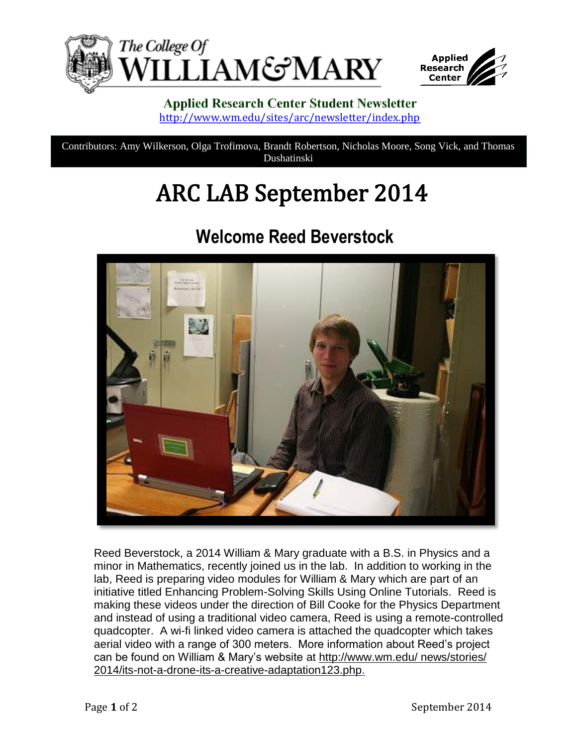**Applied Research Center Student Newsletter**
http://www.wm.edu/sites/arc/newsletter/index.php

Contributors: Amy Wilkerson, Olga Trofimova, Brandt Robertson, Nicholas Moore, Song Vick, and Thomas Dushatinski

# ARC LAB September 2014

## Welcome Reed Beverstock

Reed Beverstock, a 2014 William & Mary graduate with a B.S. in Physics and a minor in Mathematics, recently joined us in the lab. In addition to working in the lab, Reed is preparing video modules for William & Mary which are part of an initiative titled Enhancing Problem-Solving Skills Using Online Tutorials. Reed is making these videos under the direction of Bill Cooke for the Physics Department and instead of using a traditional video camera, Reed is using a remote-controlled quadcopter. A wi-fi linked video camera is attached the quadcopter which takes aerial video with a range of 300 meters. More information about Reed's project can be found on William & Mary's website at http://www.wm.edu/ news/stories/ 2014/its-not-a-drone-its-a-creative-adaptation123.php.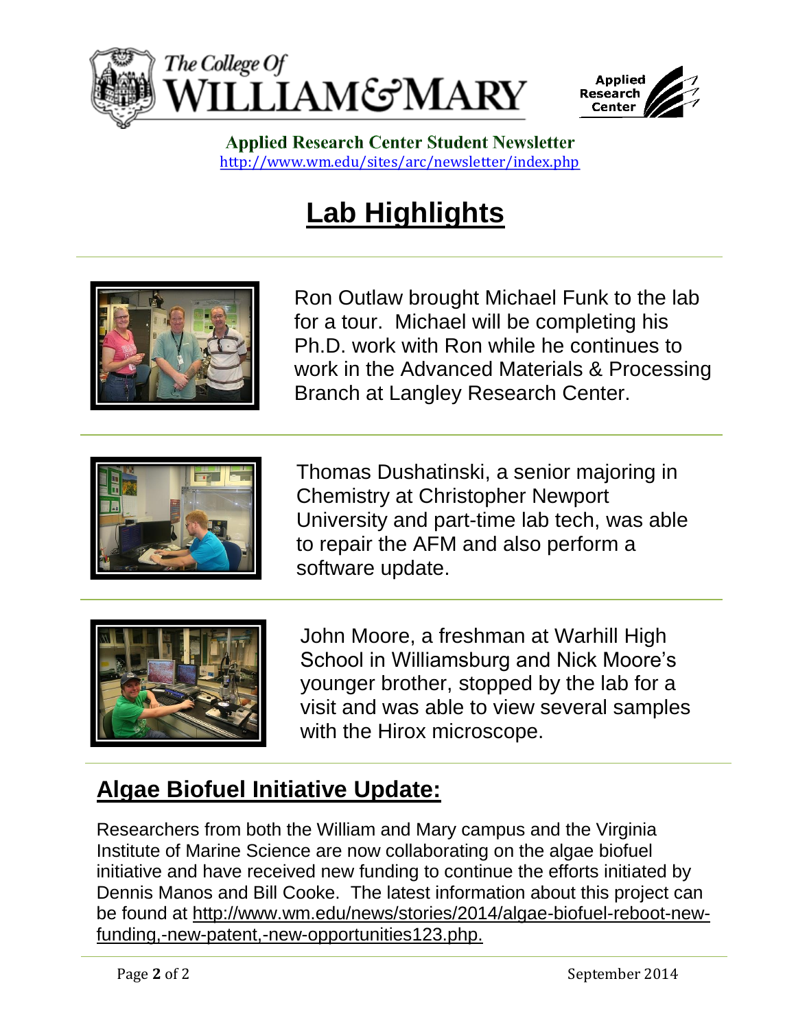**Applied Research Center Student Newsletter**
http://www.wm.edu/sites/arc/newsletter/index.php

# Lab Highlights

Ron Outlaw brought Michael Funk to the lab for a tour. Michael will be completing his Ph.D. work with Ron while he continues to work in the Advanced Materials & Processing Branch at Langley Research Center.

Thomas Dushatinski, a senior majoring in Chemistry at Christopher Newport University and part-time lab tech, was able to repair the AFM and also perform a software update.

John Moore, a freshman at Warhill High School in Williamsburg and Nick Moore's younger brother, stopped by the lab for a visit and was able to view several samples with the Hirox microscope.

## Algae Biofuel Initiative Update:

Researchers from both the William and Mary campus and the Virginia Institute of Marine Science are now collaborating on the algae biofuel initiative and have received new funding to continue the efforts initiated by Dennis Manos and Bill Cooke. The latest information about this project can be found at http://www.wm.edu/news/stories/2014/algae-biofuel-reboot-new-funding,-new-patent,-new-opportunities123.php.

September 2014